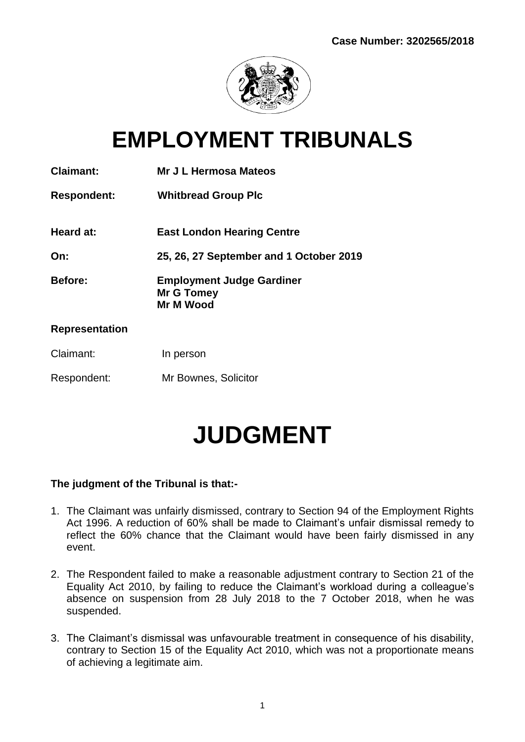**Case Number: 3202565/2018**

# EMPLOYMENT TRIBUNALS

**Claimant:** Mr J L Hermosa Mateos

**Respondent:** Whitbread Group Plc

**Heard at:** East London Hearing Centre

**On:** 25, 26, 27 September and 1 October 2019

**Before:** Employment Judge Gardiner
Mr G Tomey
Mr M Wood

**Representation**

Claimant: In person

Respondent: Mr Bownes, Solicitor

# JUDGMENT

**The judgment of the Tribunal is that:-**

1. The Claimant was unfairly dismissed, contrary to Section 94 of the Employment Rights Act 1996. A reduction of 60% shall be made to Claimant's unfair dismissal remedy to reflect the 60% chance that the Claimant would have been fairly dismissed in any event.

2. The Respondent failed to make a reasonable adjustment contrary to Section 21 of the Equality Act 2010, by failing to reduce the Claimant's workload during a colleague's absence on suspension from 28 July 2018 to the 7 October 2018, when he was suspended.

3. The Claimant's dismissal was unfavourable treatment in consequence of his disability, contrary to Section 15 of the Equality Act 2010, which was not a proportionate means of achieving a legitimate aim.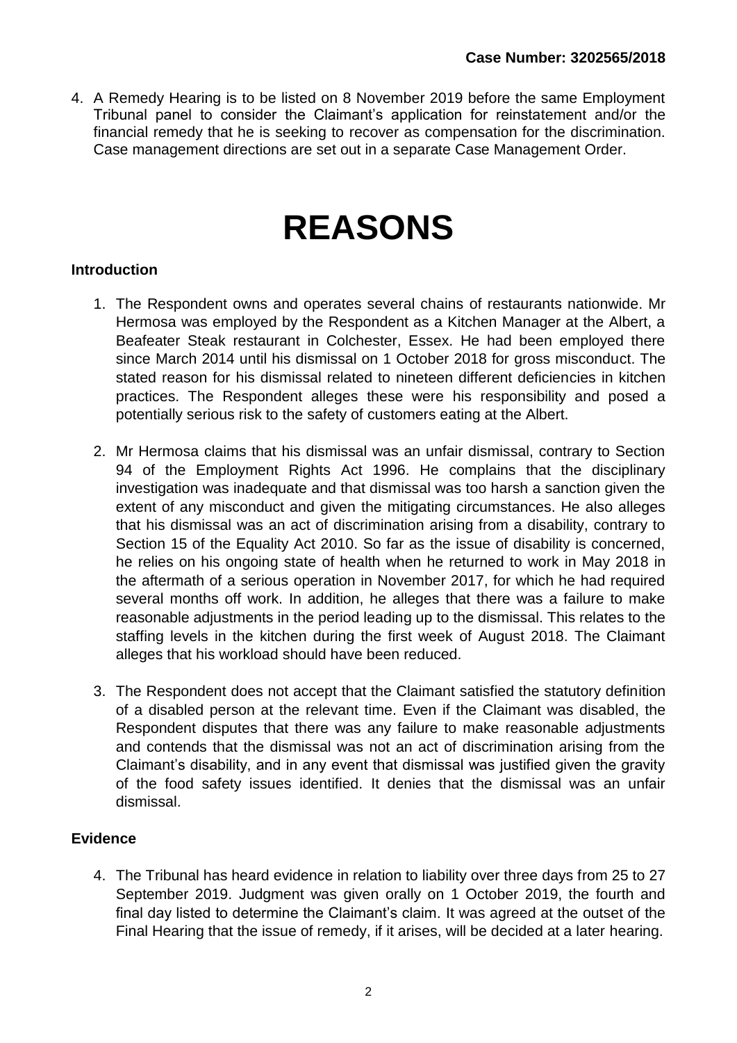4. A Remedy Hearing is to be listed on 8 November 2019 before the same Employment Tribunal panel to consider the Claimant's application for reinstatement and/or the financial remedy that he is seeking to recover as compensation for the discrimination. Case management directions are set out in a separate Case Management Order.

# REASONS

### Introduction

1. The Respondent owns and operates several chains of restaurants nationwide. Mr Hermosa was employed by the Respondent as a Kitchen Manager at the Albert, a Beafeater Steak restaurant in Colchester, Essex. He had been employed there since March 2014 until his dismissal on 1 October 2018 for gross misconduct. The stated reason for his dismissal related to nineteen different deficiencies in kitchen practices. The Respondent alleges these were his responsibility and posed a potentially serious risk to the safety of customers eating at the Albert.

2. Mr Hermosa claims that his dismissal was an unfair dismissal, contrary to Section 94 of the Employment Rights Act 1996. He complains that the disciplinary investigation was inadequate and that dismissal was too harsh a sanction given the extent of any misconduct and given the mitigating circumstances. He also alleges that his dismissal was an act of discrimination arising from a disability, contrary to Section 15 of the Equality Act 2010. So far as the issue of disability is concerned, he relies on his ongoing state of health when he returned to work in May 2018 in the aftermath of a serious operation in November 2017, for which he had required several months off work. In addition, he alleges that there was a failure to make reasonable adjustments in the period leading up to the dismissal. This relates to the staffing levels in the kitchen during the first week of August 2018. The Claimant alleges that his workload should have been reduced.

3. The Respondent does not accept that the Claimant satisfied the statutory definition of a disabled person at the relevant time. Even if the Claimant was disabled, the Respondent disputes that there was any failure to make reasonable adjustments and contends that the dismissal was not an act of discrimination arising from the Claimant's disability, and in any event that dismissal was justified given the gravity of the food safety issues identified. It denies that the dismissal was an unfair dismissal.

### Evidence

4. The Tribunal has heard evidence in relation to liability over three days from 25 to 27 September 2019. Judgment was given orally on 1 October 2019, the fourth and final day listed to determine the Claimant's claim. It was agreed at the outset of the Final Hearing that the issue of remedy, if it arises, will be decided at a later hearing.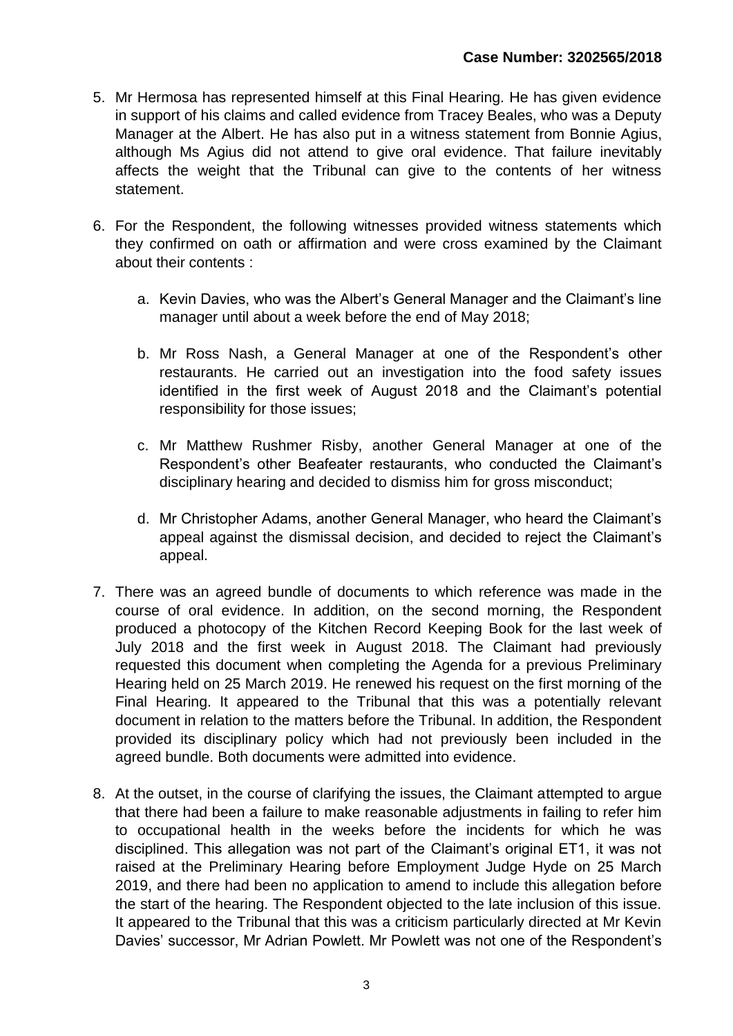5. Mr Hermosa has represented himself at this Final Hearing. He has given evidence in support of his claims and called evidence from Tracey Beales, who was a Deputy Manager at the Albert. He has also put in a witness statement from Bonnie Agius, although Ms Agius did not attend to give oral evidence. That failure inevitably affects the weight that the Tribunal can give to the contents of her witness statement.

6. For the Respondent, the following witnesses provided witness statements which they confirmed on oath or affirmation and were cross examined by the Claimant about their contents :

   a. Kevin Davies, who was the Albert's General Manager and the Claimant's line manager until about a week before the end of May 2018;

   b. Mr Ross Nash, a General Manager at one of the Respondent's other restaurants. He carried out an investigation into the food safety issues identified in the first week of August 2018 and the Claimant's potential responsibility for those issues;

   c. Mr Matthew Rushmer Risby, another General Manager at one of the Respondent's other Beafeater restaurants, who conducted the Claimant's disciplinary hearing and decided to dismiss him for gross misconduct;

   d. Mr Christopher Adams, another General Manager, who heard the Claimant's appeal against the dismissal decision, and decided to reject the Claimant's appeal.

7. There was an agreed bundle of documents to which reference was made in the course of oral evidence. In addition, on the second morning, the Respondent produced a photocopy of the Kitchen Record Keeping Book for the last week of July 2018 and the first week in August 2018. The Claimant had previously requested this document when completing the Agenda for a previous Preliminary Hearing held on 25 March 2019. He renewed his request on the first morning of the Final Hearing. It appeared to the Tribunal that this was a potentially relevant document in relation to the matters before the Tribunal. In addition, the Respondent provided its disciplinary policy which had not previously been included in the agreed bundle. Both documents were admitted into evidence.

8. At the outset, in the course of clarifying the issues, the Claimant attempted to argue that there had been a failure to make reasonable adjustments in failing to refer him to occupational health in the weeks before the incidents for which he was disciplined. This allegation was not part of the Claimant's original ET1, it was not raised at the Preliminary Hearing before Employment Judge Hyde on 25 March 2019, and there had been no application to amend to include this allegation before the start of the hearing. The Respondent objected to the late inclusion of this issue. It appeared to the Tribunal that this was a criticism particularly directed at Mr Kevin Davies' successor, Mr Adrian Powlett. Mr Powlett was not one of the Respondent's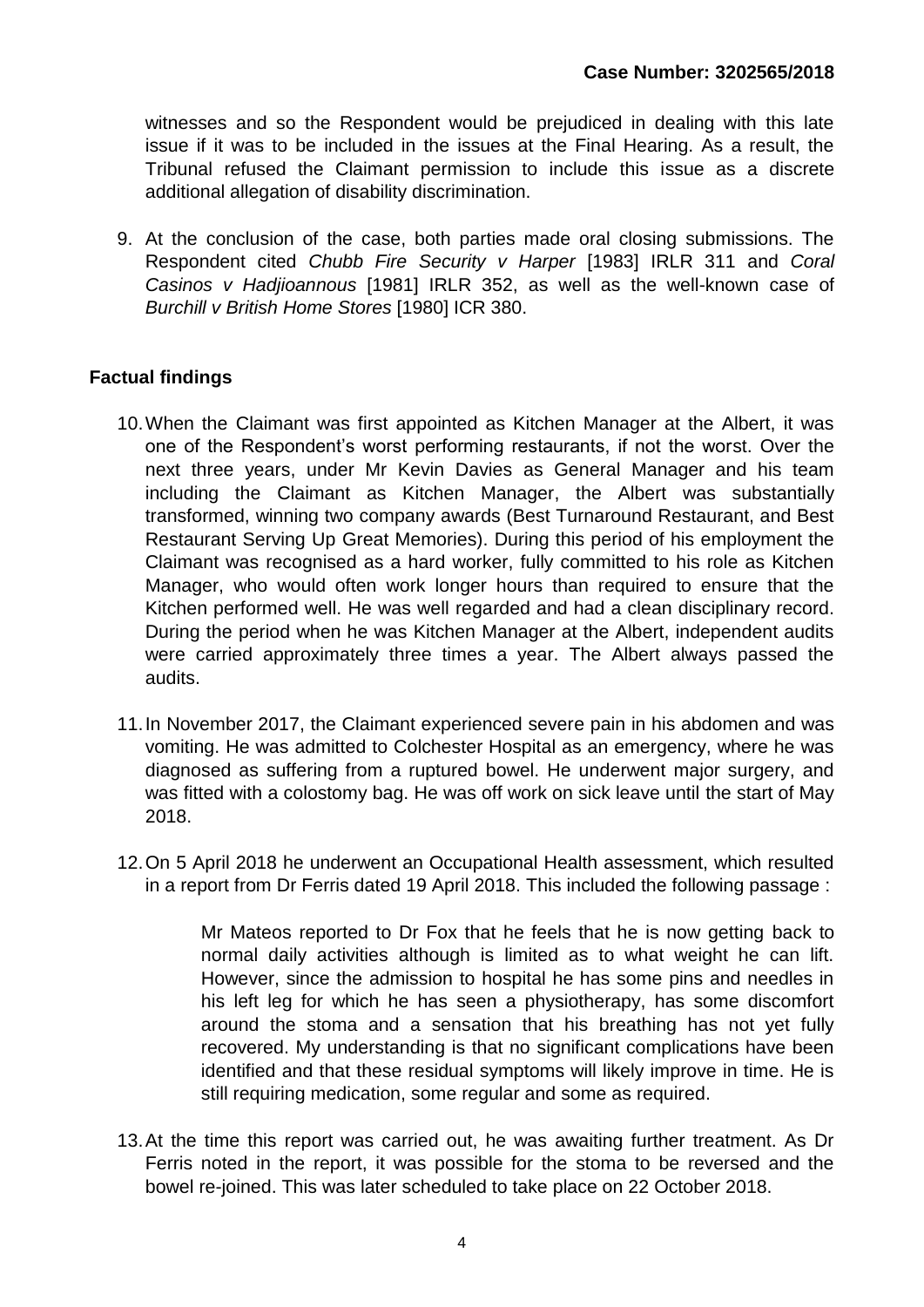witnesses and so the Respondent would be prejudiced in dealing with this late issue if it was to be included in the issues at the Final Hearing. As a result, the Tribunal refused the Claimant permission to include this issue as a discrete additional allegation of disability discrimination.

9. At the conclusion of the case, both parties made oral closing submissions. The Respondent cited *Chubb Fire Security v Harper* [1983] IRLR 311 and *Coral Casinos v Hadjioannous* [1981] IRLR 352, as well as the well-known case of *Burchill v British Home Stores* [1980] ICR 380.

## Factual findings

10. When the Claimant was first appointed as Kitchen Manager at the Albert, it was one of the Respondent's worst performing restaurants, if not the worst. Over the next three years, under Mr Kevin Davies as General Manager and his team including the Claimant as Kitchen Manager, the Albert was substantially transformed, winning two company awards (Best Turnaround Restaurant, and Best Restaurant Serving Up Great Memories). During this period of his employment the Claimant was recognised as a hard worker, fully committed to his role as Kitchen Manager, who would often work longer hours than required to ensure that the Kitchen performed well. He was well regarded and had a clean disciplinary record. During the period when he was Kitchen Manager at the Albert, independent audits were carried approximately three times a year. The Albert always passed the audits.

11. In November 2017, the Claimant experienced severe pain in his abdomen and was vomiting. He was admitted to Colchester Hospital as an emergency, where he was diagnosed as suffering from a ruptured bowel. He underwent major surgery, and was fitted with a colostomy bag. He was off work on sick leave until the start of May 2018.

12. On 5 April 2018 he underwent an Occupational Health assessment, which resulted in a report from Dr Ferris dated 19 April 2018. This included the following passage :

> Mr Mateos reported to Dr Fox that he feels that he is now getting back to normal daily activities although is limited as to what weight he can lift. However, since the admission to hospital he has some pins and needles in his left leg for which he has seen a physiotherapy, has some discomfort around the stoma and a sensation that his breathing has not yet fully recovered. My understanding is that no significant complications have been identified and that these residual symptoms will likely improve in time. He is still requiring medication, some regular and some as required.

13. At the time this report was carried out, he was awaiting further treatment. As Dr Ferris noted in the report, it was possible for the stoma to be reversed and the bowel re-joined. This was later scheduled to take place on 22 October 2018.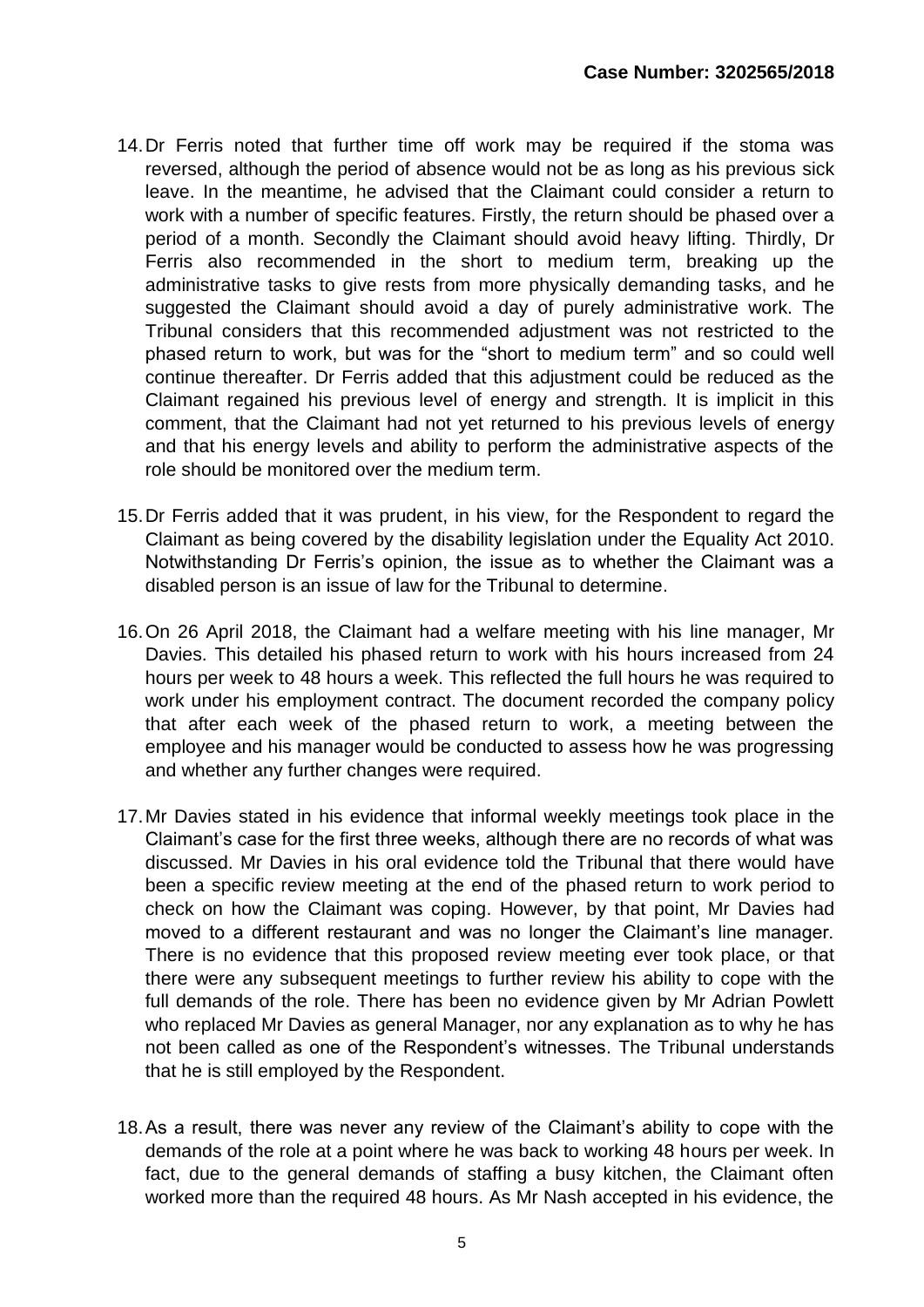14. Dr Ferris noted that further time off work may be required if the stoma was reversed, although the period of absence would not be as long as his previous sick leave. In the meantime, he advised that the Claimant could consider a return to work with a number of specific features. Firstly, the return should be phased over a period of a month. Secondly the Claimant should avoid heavy lifting. Thirdly, Dr Ferris also recommended in the short to medium term, breaking up the administrative tasks to give rests from more physically demanding tasks, and he suggested the Claimant should avoid a day of purely administrative work. The Tribunal considers that this recommended adjustment was not restricted to the phased return to work, but was for the "short to medium term" and so could well continue thereafter. Dr Ferris added that this adjustment could be reduced as the Claimant regained his previous level of energy and strength. It is implicit in this comment, that the Claimant had not yet returned to his previous levels of energy and that his energy levels and ability to perform the administrative aspects of the role should be monitored over the medium term.

15. Dr Ferris added that it was prudent, in his view, for the Respondent to regard the Claimant as being covered by the disability legislation under the Equality Act 2010. Notwithstanding Dr Ferris's opinion, the issue as to whether the Claimant was a disabled person is an issue of law for the Tribunal to determine.

16. On 26 April 2018, the Claimant had a welfare meeting with his line manager, Mr Davies. This detailed his phased return to work with his hours increased from 24 hours per week to 48 hours a week. This reflected the full hours he was required to work under his employment contract. The document recorded the company policy that after each week of the phased return to work, a meeting between the employee and his manager would be conducted to assess how he was progressing and whether any further changes were required.

17. Mr Davies stated in his evidence that informal weekly meetings took place in the Claimant's case for the first three weeks, although there are no records of what was discussed. Mr Davies in his oral evidence told the Tribunal that there would have been a specific review meeting at the end of the phased return to work period to check on how the Claimant was coping. However, by that point, Mr Davies had moved to a different restaurant and was no longer the Claimant's line manager. There is no evidence that this proposed review meeting ever took place, or that there were any subsequent meetings to further review his ability to cope with the full demands of the role. There has been no evidence given by Mr Adrian Powlett who replaced Mr Davies as general Manager, nor any explanation as to why he has not been called as one of the Respondent's witnesses. The Tribunal understands that he is still employed by the Respondent.

18. As a result, there was never any review of the Claimant's ability to cope with the demands of the role at a point where he was back to working 48 hours per week. In fact, due to the general demands of staffing a busy kitchen, the Claimant often worked more than the required 48 hours. As Mr Nash accepted in his evidence, the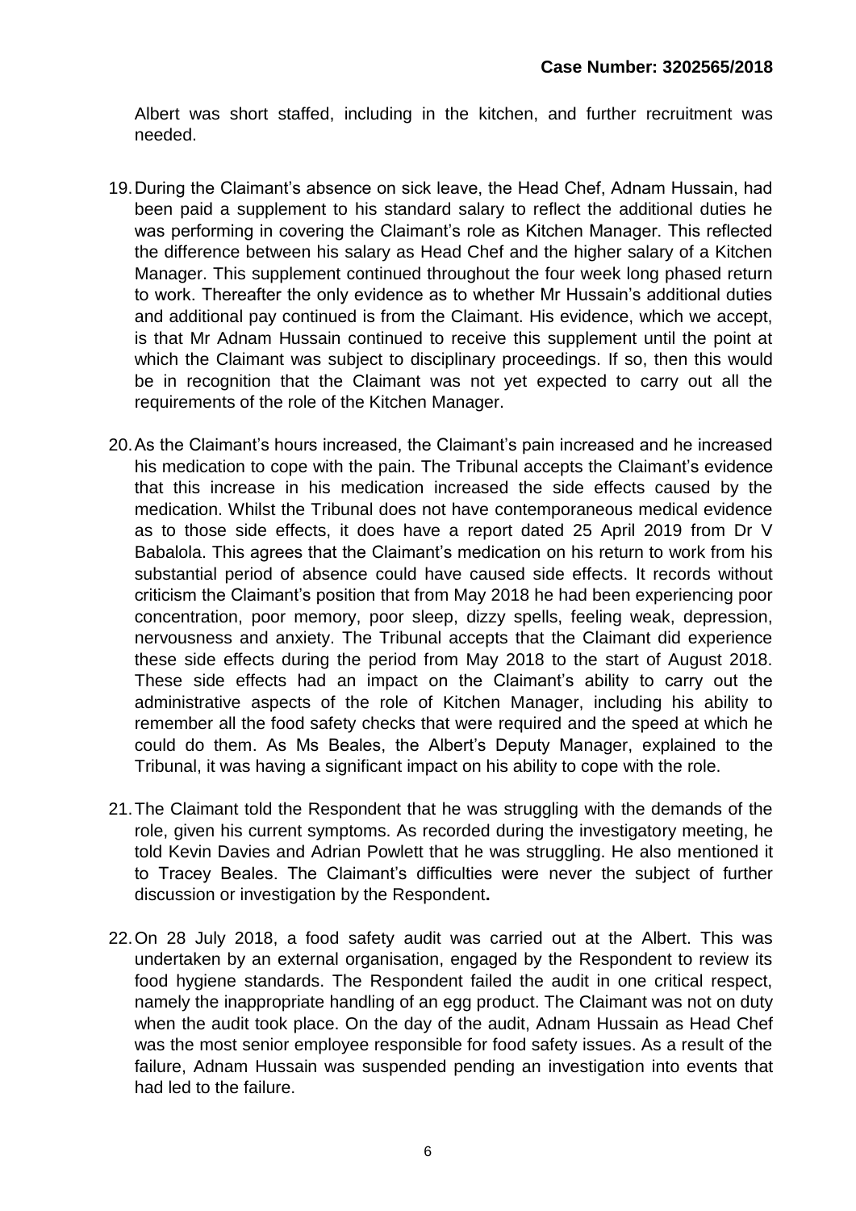Albert was short staffed, including in the kitchen, and further recruitment was needed.

19. During the Claimant's absence on sick leave, the Head Chef, Adnam Hussain, had been paid a supplement to his standard salary to reflect the additional duties he was performing in covering the Claimant's role as Kitchen Manager. This reflected the difference between his salary as Head Chef and the higher salary of a Kitchen Manager. This supplement continued throughout the four week long phased return to work. Thereafter the only evidence as to whether Mr Hussain's additional duties and additional pay continued is from the Claimant. His evidence, which we accept, is that Mr Adnam Hussain continued to receive this supplement until the point at which the Claimant was subject to disciplinary proceedings. If so, then this would be in recognition that the Claimant was not yet expected to carry out all the requirements of the role of the Kitchen Manager.

20. As the Claimant's hours increased, the Claimant's pain increased and he increased his medication to cope with the pain. The Tribunal accepts the Claimant's evidence that this increase in his medication increased the side effects caused by the medication. Whilst the Tribunal does not have contemporaneous medical evidence as to those side effects, it does have a report dated 25 April 2019 from Dr V Babalola. This agrees that the Claimant's medication on his return to work from his substantial period of absence could have caused side effects. It records without criticism the Claimant's position that from May 2018 he had been experiencing poor concentration, poor memory, poor sleep, dizzy spells, feeling weak, depression, nervousness and anxiety. The Tribunal accepts that the Claimant did experience these side effects during the period from May 2018 to the start of August 2018. These side effects had an impact on the Claimant's ability to carry out the administrative aspects of the role of Kitchen Manager, including his ability to remember all the food safety checks that were required and the speed at which he could do them. As Ms Beales, the Albert's Deputy Manager, explained to the Tribunal, it was having a significant impact on his ability to cope with the role.

21. The Claimant told the Respondent that he was struggling with the demands of the role, given his current symptoms. As recorded during the investigatory meeting, he told Kevin Davies and Adrian Powlett that he was struggling. He also mentioned it to Tracey Beales. The Claimant's difficulties were never the subject of further discussion or investigation by the Respondent**.**

22. On 28 July 2018, a food safety audit was carried out at the Albert. This was undertaken by an external organisation, engaged by the Respondent to review its food hygiene standards. The Respondent failed the audit in one critical respect, namely the inappropriate handling of an egg product. The Claimant was not on duty when the audit took place. On the day of the audit, Adnam Hussain as Head Chef was the most senior employee responsible for food safety issues. As a result of the failure, Adnam Hussain was suspended pending an investigation into events that had led to the failure.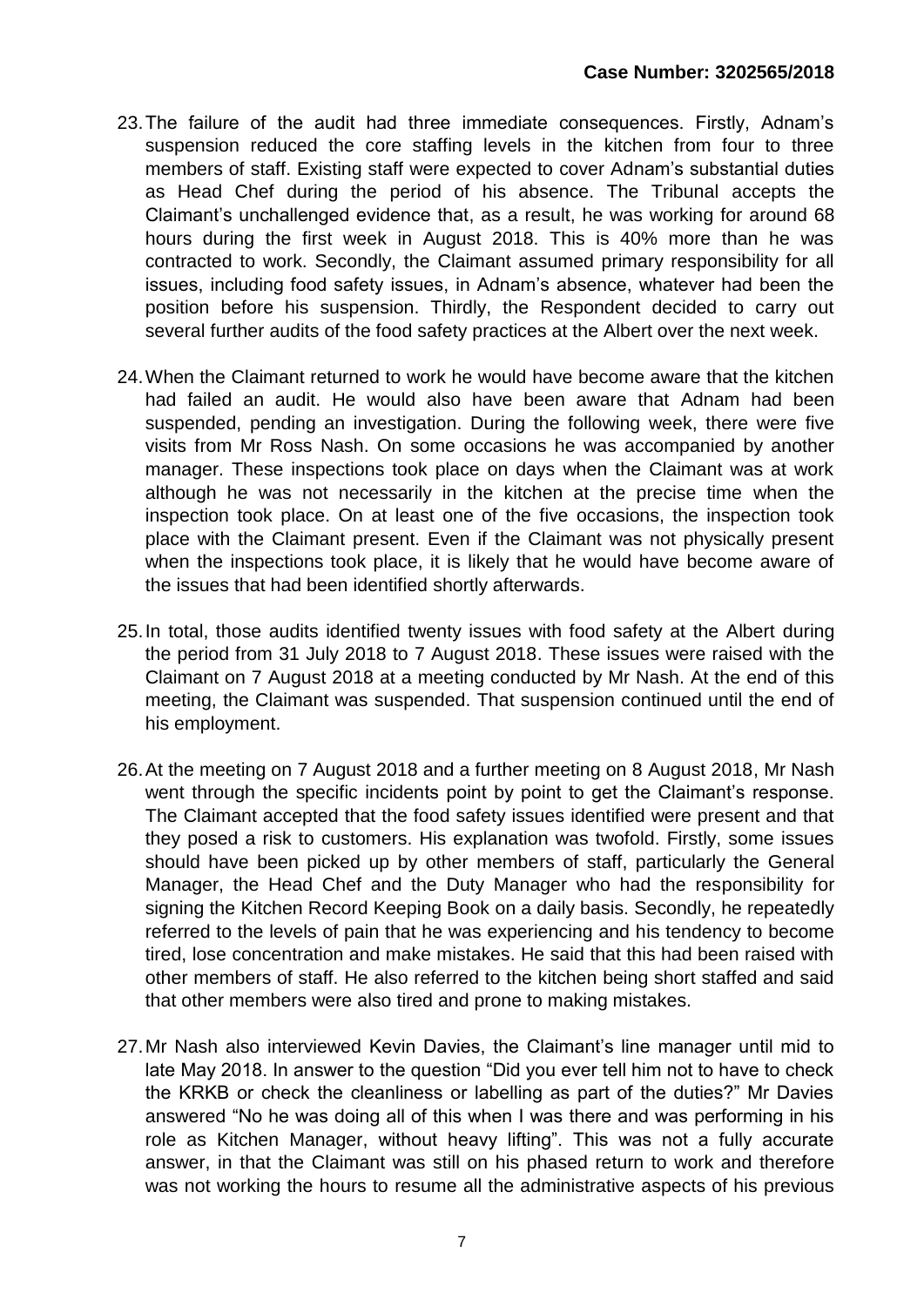23. The failure of the audit had three immediate consequences. Firstly, Adnam's suspension reduced the core staffing levels in the kitchen from four to three members of staff. Existing staff were expected to cover Adnam's substantial duties as Head Chef during the period of his absence. The Tribunal accepts the Claimant's unchallenged evidence that, as a result, he was working for around 68 hours during the first week in August 2018. This is 40% more than he was contracted to work. Secondly, the Claimant assumed primary responsibility for all issues, including food safety issues, in Adnam's absence, whatever had been the position before his suspension. Thirdly, the Respondent decided to carry out several further audits of the food safety practices at the Albert over the next week.

24. When the Claimant returned to work he would have become aware that the kitchen had failed an audit. He would also have been aware that Adnam had been suspended, pending an investigation. During the following week, there were five visits from Mr Ross Nash. On some occasions he was accompanied by another manager. These inspections took place on days when the Claimant was at work although he was not necessarily in the kitchen at the precise time when the inspection took place. On at least one of the five occasions, the inspection took place with the Claimant present. Even if the Claimant was not physically present when the inspections took place, it is likely that he would have become aware of the issues that had been identified shortly afterwards.

25. In total, those audits identified twenty issues with food safety at the Albert during the period from 31 July 2018 to 7 August 2018. These issues were raised with the Claimant on 7 August 2018 at a meeting conducted by Mr Nash. At the end of this meeting, the Claimant was suspended. That suspension continued until the end of his employment.

26. At the meeting on 7 August 2018 and a further meeting on 8 August 2018, Mr Nash went through the specific incidents point by point to get the Claimant's response. The Claimant accepted that the food safety issues identified were present and that they posed a risk to customers. His explanation was twofold. Firstly, some issues should have been picked up by other members of staff, particularly the General Manager, the Head Chef and the Duty Manager who had the responsibility for signing the Kitchen Record Keeping Book on a daily basis. Secondly, he repeatedly referred to the levels of pain that he was experiencing and his tendency to become tired, lose concentration and make mistakes. He said that this had been raised with other members of staff. He also referred to the kitchen being short staffed and said that other members were also tired and prone to making mistakes.

27. Mr Nash also interviewed Kevin Davies, the Claimant's line manager until mid to late May 2018. In answer to the question "Did you ever tell him not to have to check the KRKB or check the cleanliness or labelling as part of the duties?" Mr Davies answered "No he was doing all of this when I was there and was performing in his role as Kitchen Manager, without heavy lifting". This was not a fully accurate answer, in that the Claimant was still on his phased return to work and therefore was not working the hours to resume all the administrative aspects of his previous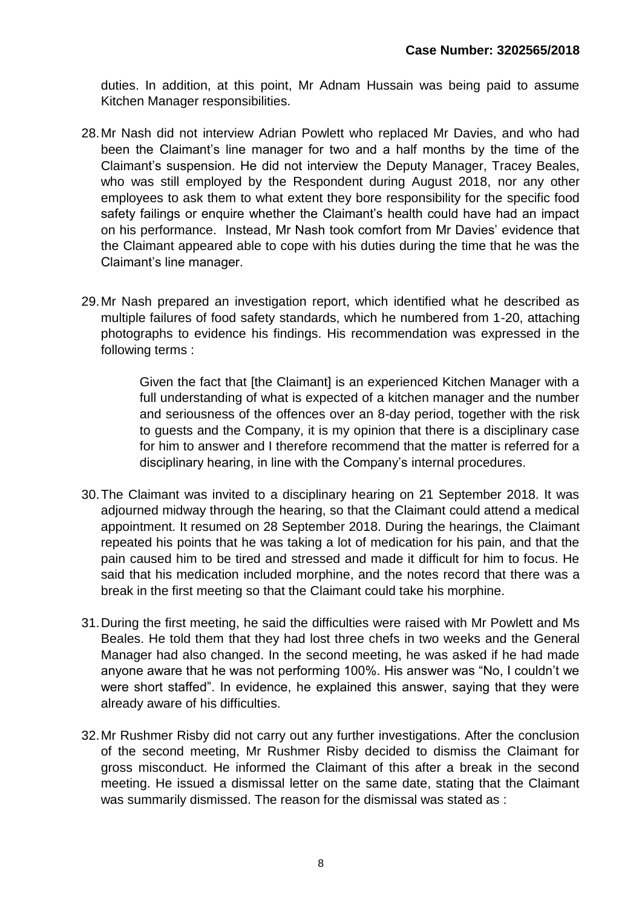duties. In addition, at this point, Mr Adnam Hussain was being paid to assume Kitchen Manager responsibilities.

28. Mr Nash did not interview Adrian Powlett who replaced Mr Davies, and who had been the Claimant's line manager for two and a half months by the time of the Claimant's suspension. He did not interview the Deputy Manager, Tracey Beales, who was still employed by the Respondent during August 2018, nor any other employees to ask them to what extent they bore responsibility for the specific food safety failings or enquire whether the Claimant's health could have had an impact on his performance. Instead, Mr Nash took comfort from Mr Davies' evidence that the Claimant appeared able to cope with his duties during the time that he was the Claimant's line manager.

29. Mr Nash prepared an investigation report, which identified what he described as multiple failures of food safety standards, which he numbered from 1-20, attaching photographs to evidence his findings. His recommendation was expressed in the following terms :

> Given the fact that [the Claimant] is an experienced Kitchen Manager with a full understanding of what is expected of a kitchen manager and the number and seriousness of the offences over an 8-day period, together with the risk to guests and the Company, it is my opinion that there is a disciplinary case for him to answer and I therefore recommend that the matter is referred for a disciplinary hearing, in line with the Company's internal procedures.

30. The Claimant was invited to a disciplinary hearing on 21 September 2018. It was adjourned midway through the hearing, so that the Claimant could attend a medical appointment. It resumed on 28 September 2018. During the hearings, the Claimant repeated his points that he was taking a lot of medication for his pain, and that the pain caused him to be tired and stressed and made it difficult for him to focus. He said that his medication included morphine, and the notes record that there was a break in the first meeting so that the Claimant could take his morphine.

31. During the first meeting, he said the difficulties were raised with Mr Powlett and Ms Beales. He told them that they had lost three chefs in two weeks and the General Manager had also changed. In the second meeting, he was asked if he had made anyone aware that he was not performing 100%. His answer was "No, I couldn't we were short staffed". In evidence, he explained this answer, saying that they were already aware of his difficulties.

32. Mr Rushmer Risby did not carry out any further investigations. After the conclusion of the second meeting, Mr Rushmer Risby decided to dismiss the Claimant for gross misconduct. He informed the Claimant of this after a break in the second meeting. He issued a dismissal letter on the same date, stating that the Claimant was summarily dismissed. The reason for the dismissal was stated as :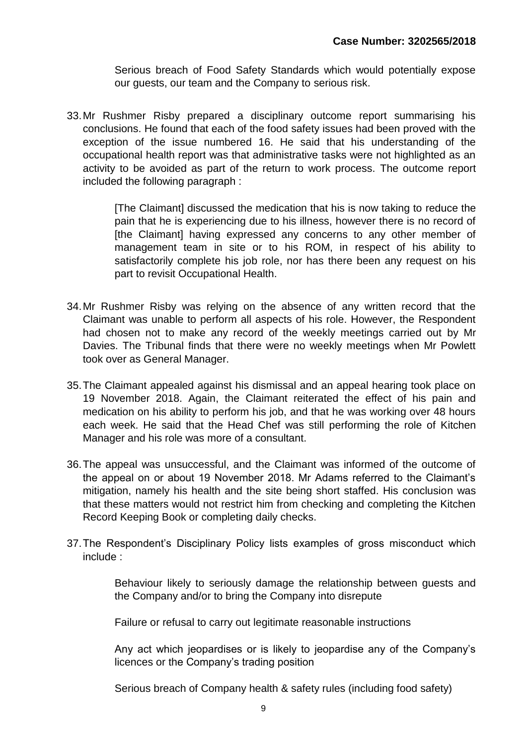Serious breach of Food Safety Standards which would potentially expose our guests, our team and the Company to serious risk.

33. Mr Rushmer Risby prepared a disciplinary outcome report summarising his conclusions. He found that each of the food safety issues had been proved with the exception of the issue numbered 16. He said that his understanding of the occupational health report was that administrative tasks were not highlighted as an activity to be avoided as part of the return to work process. The outcome report included the following paragraph :

> [The Claimant] discussed the medication that his is now taking to reduce the pain that he is experiencing due to his illness, however there is no record of [the Claimant] having expressed any concerns to any other member of management team in site or to his ROM, in respect of his ability to satisfactorily complete his job role, nor has there been any request on his part to revisit Occupational Health.

34. Mr Rushmer Risby was relying on the absence of any written record that the Claimant was unable to perform all aspects of his role. However, the Respondent had chosen not to make any record of the weekly meetings carried out by Mr Davies. The Tribunal finds that there were no weekly meetings when Mr Powlett took over as General Manager.

35. The Claimant appealed against his dismissal and an appeal hearing took place on 19 November 2018. Again, the Claimant reiterated the effect of his pain and medication on his ability to perform his job, and that he was working over 48 hours each week. He said that the Head Chef was still performing the role of Kitchen Manager and his role was more of a consultant.

36. The appeal was unsuccessful, and the Claimant was informed of the outcome of the appeal on or about 19 November 2018. Mr Adams referred to the Claimant's mitigation, namely his health and the site being short staffed. His conclusion was that these matters would not restrict him from checking and completing the Kitchen Record Keeping Book or completing daily checks.

37. The Respondent's Disciplinary Policy lists examples of gross misconduct which include :

> Behaviour likely to seriously damage the relationship between guests and the Company and/or to bring the Company into disrepute
>
> Failure or refusal to carry out legitimate reasonable instructions
>
> Any act which jeopardises or is likely to jeopardise any of the Company's licences or the Company's trading position
>
> Serious breach of Company health & safety rules (including food safety)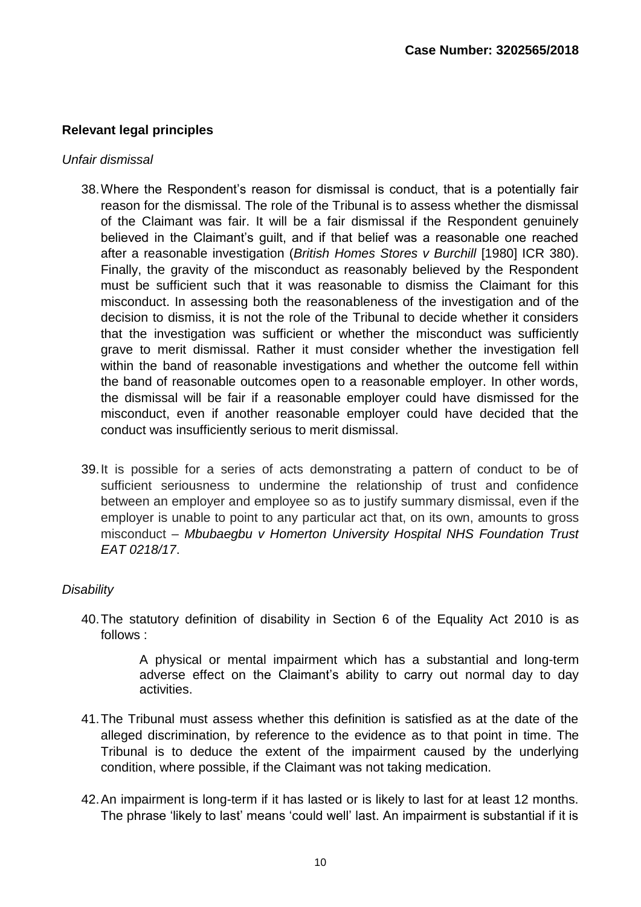## Relevant legal principles

*Unfair dismissal*

38. Where the Respondent's reason for dismissal is conduct, that is a potentially fair reason for the dismissal. The role of the Tribunal is to assess whether the dismissal of the Claimant was fair. It will be a fair dismissal if the Respondent genuinely believed in the Claimant's guilt, and if that belief was a reasonable one reached after a reasonable investigation (*British Homes Stores v Burchill* [1980] ICR 380). Finally, the gravity of the misconduct as reasonably believed by the Respondent must be sufficient such that it was reasonable to dismiss the Claimant for this misconduct. In assessing both the reasonableness of the investigation and of the decision to dismiss, it is not the role of the Tribunal to decide whether it considers that the investigation was sufficient or whether the misconduct was sufficiently grave to merit dismissal. Rather it must consider whether the investigation fell within the band of reasonable investigations and whether the outcome fell within the band of reasonable outcomes open to a reasonable employer. In other words, the dismissal will be fair if a reasonable employer could have dismissed for the misconduct, even if another reasonable employer could have decided that the conduct was insufficiently serious to merit dismissal.

39. It is possible for a series of acts demonstrating a pattern of conduct to be of sufficient seriousness to undermine the relationship of trust and confidence between an employer and employee so as to justify summary dismissal, even if the employer is unable to point to any particular act that, on its own, amounts to gross misconduct – *Mbubaegbu v Homerton University Hospital NHS Foundation Trust EAT 0218/17*.

*Disability*

40. The statutory definition of disability in Section 6 of the Equality Act 2010 is as follows :

> A physical or mental impairment which has a substantial and long-term adverse effect on the Claimant's ability to carry out normal day to day activities.

41. The Tribunal must assess whether this definition is satisfied as at the date of the alleged discrimination, by reference to the evidence as to that point in time. The Tribunal is to deduce the extent of the impairment caused by the underlying condition, where possible, if the Claimant was not taking medication.

42. An impairment is long-term if it has lasted or is likely to last for at least 12 months. The phrase 'likely to last' means 'could well' last. An impairment is substantial if it is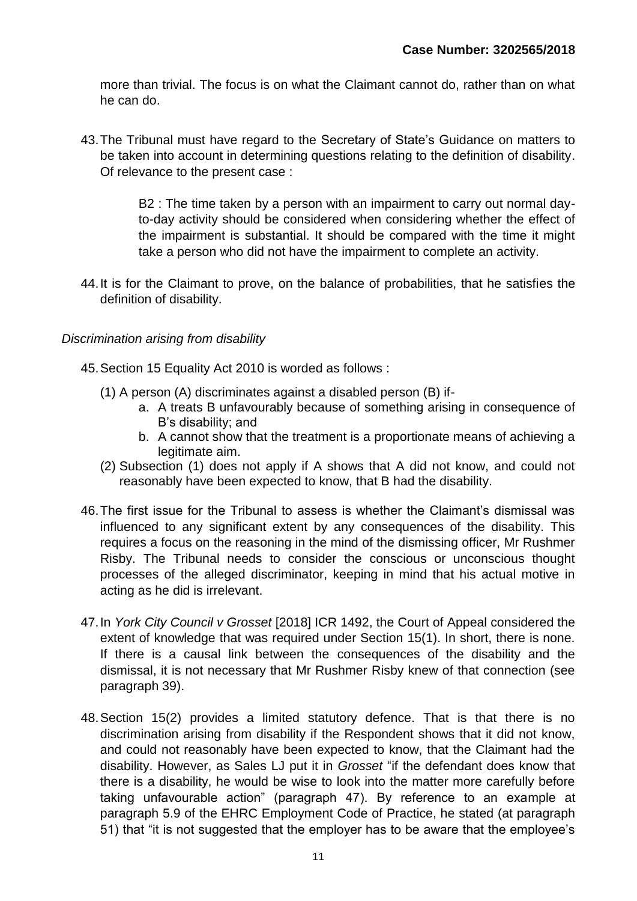more than trivial. The focus is on what the Claimant cannot do, rather than on what he can do.

43. The Tribunal must have regard to the Secretary of State's Guidance on matters to be taken into account in determining questions relating to the definition of disability. Of relevance to the present case :

> B2 : The time taken by a person with an impairment to carry out normal day-to-day activity should be considered when considering whether the effect of the impairment is substantial. It should be compared with the time it might take a person who did not have the impairment to complete an activity.

44. It is for the Claimant to prove, on the balance of probabilities, that he satisfies the definition of disability.

*Discrimination arising from disability*

45. Section 15 Equality Act 2010 is worded as follows :

   (1) A person (A) discriminates against a disabled person (B) if-
      a. A treats B unfavourably because of something arising in consequence of B's disability; and
      b. A cannot show that the treatment is a proportionate means of achieving a legitimate aim.

   (2) Subsection (1) does not apply if A shows that A did not know, and could not reasonably have been expected to know, that B had the disability.

46. The first issue for the Tribunal to assess is whether the Claimant's dismissal was influenced to any significant extent by any consequences of the disability. This requires a focus on the reasoning in the mind of the dismissing officer, Mr Rushmer Risby. The Tribunal needs to consider the conscious or unconscious thought processes of the alleged discriminator, keeping in mind that his actual motive in acting as he did is irrelevant.

47. In *York City Council v Grosset* [2018] ICR 1492, the Court of Appeal considered the extent of knowledge that was required under Section 15(1). In short, there is none. If there is a causal link between the consequences of the disability and the dismissal, it is not necessary that Mr Rushmer Risby knew of that connection (see paragraph 39).

48. Section 15(2) provides a limited statutory defence. That is that there is no discrimination arising from disability if the Respondent shows that it did not know, and could not reasonably have been expected to know, that the Claimant had the disability. However, as Sales LJ put it in *Grosset* "if the defendant does know that there is a disability, he would be wise to look into the matter more carefully before taking unfavourable action" (paragraph 47). By reference to an example at paragraph 5.9 of the EHRC Employment Code of Practice, he stated (at paragraph 51) that "it is not suggested that the employer has to be aware that the employee's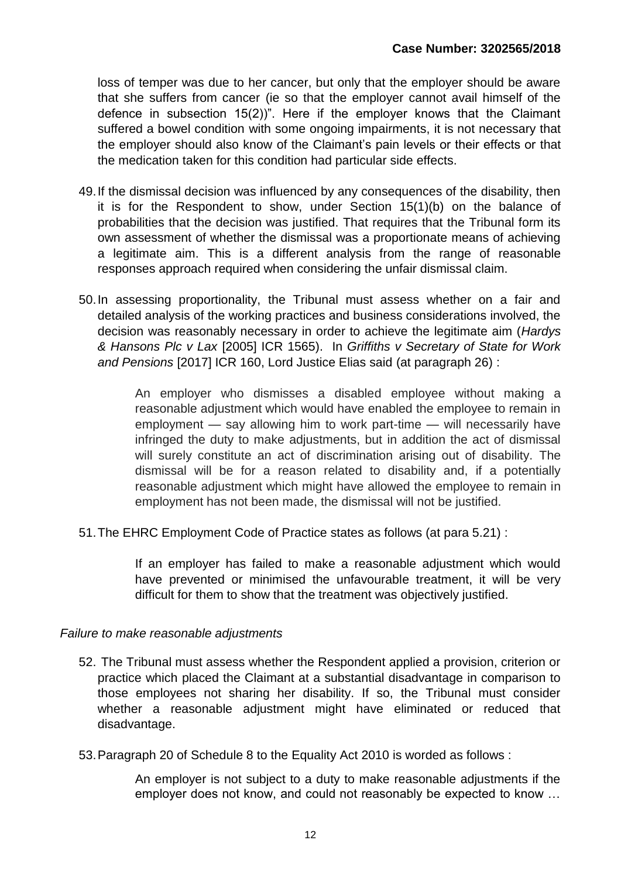loss of temper was due to her cancer, but only that the employer should be aware that she suffers from cancer (ie so that the employer cannot avail himself of the defence in subsection 15(2))". Here if the employer knows that the Claimant suffered a bowel condition with some ongoing impairments, it is not necessary that the employer should also know of the Claimant's pain levels or their effects or that the medication taken for this condition had particular side effects.

49. If the dismissal decision was influenced by any consequences of the disability, then it is for the Respondent to show, under Section 15(1)(b) on the balance of probabilities that the decision was justified. That requires that the Tribunal form its own assessment of whether the dismissal was a proportionate means of achieving a legitimate aim. This is a different analysis from the range of reasonable responses approach required when considering the unfair dismissal claim.

50. In assessing proportionality, the Tribunal must assess whether on a fair and detailed analysis of the working practices and business considerations involved, the decision was reasonably necessary in order to achieve the legitimate aim (*Hardys & Hansons Plc v Lax* [2005] ICR 1565). In *Griffiths v Secretary of State for Work and Pensions* [2017] ICR 160, Lord Justice Elias said (at paragraph 26) :

> An employer who dismisses a disabled employee without making a reasonable adjustment which would have enabled the employee to remain in employment — say allowing him to work part-time — will necessarily have infringed the duty to make adjustments, but in addition the act of dismissal will surely constitute an act of discrimination arising out of disability. The dismissal will be for a reason related to disability and, if a potentially reasonable adjustment which might have allowed the employee to remain in employment has not been made, the dismissal will not be justified.

51. The EHRC Employment Code of Practice states as follows (at para 5.21) :

> If an employer has failed to make a reasonable adjustment which would have prevented or minimised the unfavourable treatment, it will be very difficult for them to show that the treatment was objectively justified.

*Failure to make reasonable adjustments*

52. The Tribunal must assess whether the Respondent applied a provision, criterion or practice which placed the Claimant at a substantial disadvantage in comparison to those employees not sharing her disability. If so, the Tribunal must consider whether a reasonable adjustment might have eliminated or reduced that disadvantage.

53. Paragraph 20 of Schedule 8 to the Equality Act 2010 is worded as follows :

> An employer is not subject to a duty to make reasonable adjustments if the employer does not know, and could not reasonably be expected to know …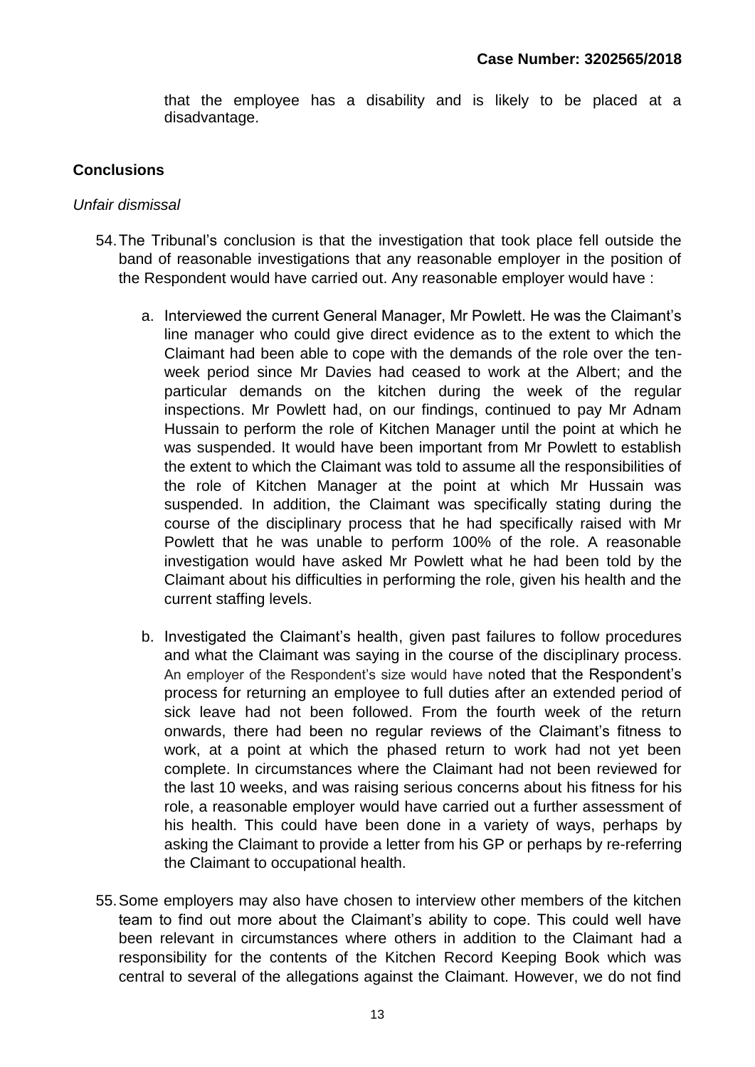that the employee has a disability and is likely to be placed at a disadvantage.

## Conclusions

*Unfair dismissal*

54. The Tribunal's conclusion is that the investigation that took place fell outside the band of reasonable investigations that any reasonable employer in the position of the Respondent would have carried out. Any reasonable employer would have :

    a. Interviewed the current General Manager, Mr Powlett. He was the Claimant's line manager who could give direct evidence as to the extent to which the Claimant had been able to cope with the demands of the role over the ten-week period since Mr Davies had ceased to work at the Albert; and the particular demands on the kitchen during the week of the regular inspections. Mr Powlett had, on our findings, continued to pay Mr Adnam Hussain to perform the role of Kitchen Manager until the point at which he was suspended. It would have been important from Mr Powlett to establish the extent to which the Claimant was told to assume all the responsibilities of the role of Kitchen Manager at the point at which Mr Hussain was suspended. In addition, the Claimant was specifically stating during the course of the disciplinary process that he had specifically raised with Mr Powlett that he was unable to perform 100% of the role. A reasonable investigation would have asked Mr Powlett what he had been told by the Claimant about his difficulties in performing the role, given his health and the current staffing levels.

    b. Investigated the Claimant's health, given past failures to follow procedures and what the Claimant was saying in the course of the disciplinary process. An employer of the Respondent's size would have noted that the Respondent's process for returning an employee to full duties after an extended period of sick leave had not been followed. From the fourth week of the return onwards, there had been no regular reviews of the Claimant's fitness to work, at a point at which the phased return to work had not yet been complete. In circumstances where the Claimant had not been reviewed for the last 10 weeks, and was raising serious concerns about his fitness for his role, a reasonable employer would have carried out a further assessment of his health. This could have been done in a variety of ways, perhaps by asking the Claimant to provide a letter from his GP or perhaps by re-referring the Claimant to occupational health.

55. Some employers may also have chosen to interview other members of the kitchen team to find out more about the Claimant's ability to cope. This could well have been relevant in circumstances where others in addition to the Claimant had a responsibility for the contents of the Kitchen Record Keeping Book which was central to several of the allegations against the Claimant. However, we do not find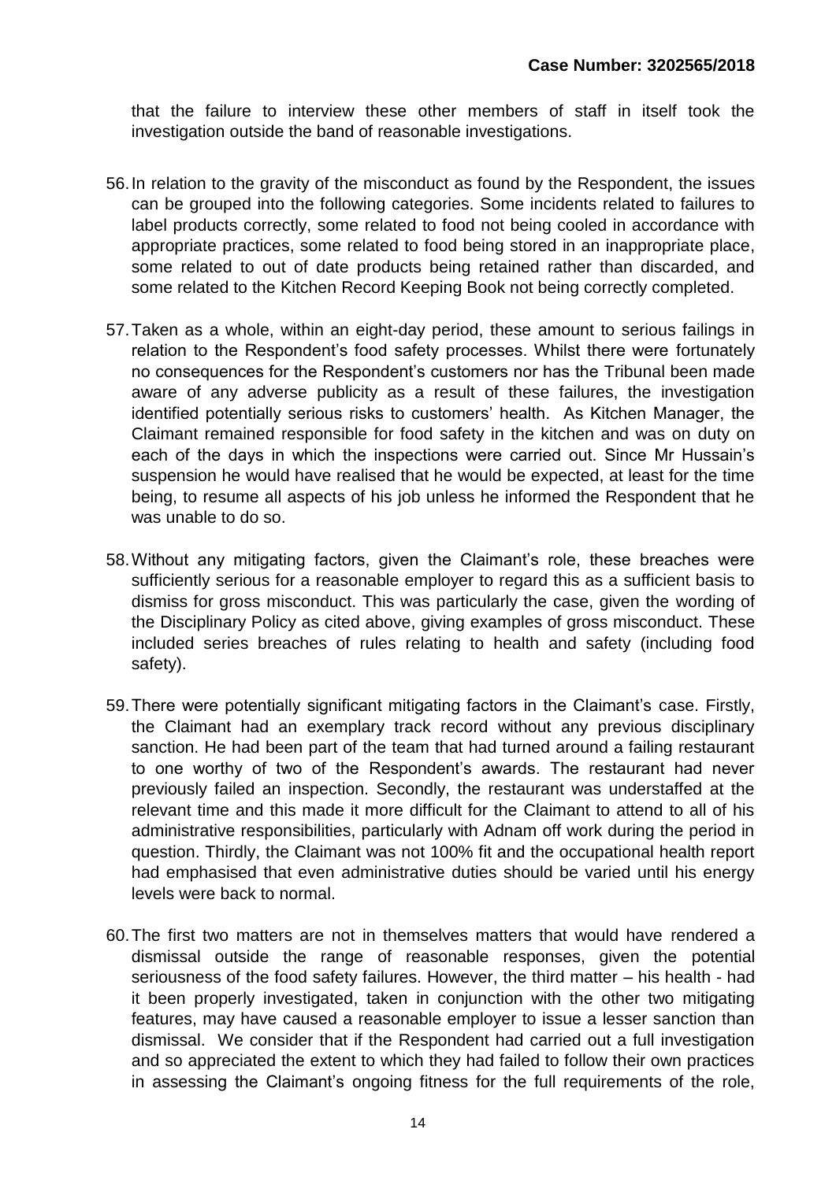that the failure to interview these other members of staff in itself took the investigation outside the band of reasonable investigations.

56. In relation to the gravity of the misconduct as found by the Respondent, the issues can be grouped into the following categories. Some incidents related to failures to label products correctly, some related to food not being cooled in accordance with appropriate practices, some related to food being stored in an inappropriate place, some related to out of date products being retained rather than discarded, and some related to the Kitchen Record Keeping Book not being correctly completed.

57. Taken as a whole, within an eight-day period, these amount to serious failings in relation to the Respondent's food safety processes. Whilst there were fortunately no consequences for the Respondent's customers nor has the Tribunal been made aware of any adverse publicity as a result of these failures, the investigation identified potentially serious risks to customers' health. As Kitchen Manager, the Claimant remained responsible for food safety in the kitchen and was on duty on each of the days in which the inspections were carried out. Since Mr Hussain's suspension he would have realised that he would be expected, at least for the time being, to resume all aspects of his job unless he informed the Respondent that he was unable to do so.

58. Without any mitigating factors, given the Claimant's role, these breaches were sufficiently serious for a reasonable employer to regard this as a sufficient basis to dismiss for gross misconduct. This was particularly the case, given the wording of the Disciplinary Policy as cited above, giving examples of gross misconduct. These included series breaches of rules relating to health and safety (including food safety).

59. There were potentially significant mitigating factors in the Claimant's case. Firstly, the Claimant had an exemplary track record without any previous disciplinary sanction. He had been part of the team that had turned around a failing restaurant to one worthy of two of the Respondent's awards. The restaurant had never previously failed an inspection. Secondly, the restaurant was understaffed at the relevant time and this made it more difficult for the Claimant to attend to all of his administrative responsibilities, particularly with Adnam off work during the period in question. Thirdly, the Claimant was not 100% fit and the occupational health report had emphasised that even administrative duties should be varied until his energy levels were back to normal.

60. The first two matters are not in themselves matters that would have rendered a dismissal outside the range of reasonable responses, given the potential seriousness of the food safety failures. However, the third matter – his health - had it been properly investigated, taken in conjunction with the other two mitigating features, may have caused a reasonable employer to issue a lesser sanction than dismissal. We consider that if the Respondent had carried out a full investigation and so appreciated the extent to which they had failed to follow their own practices in assessing the Claimant's ongoing fitness for the full requirements of the role,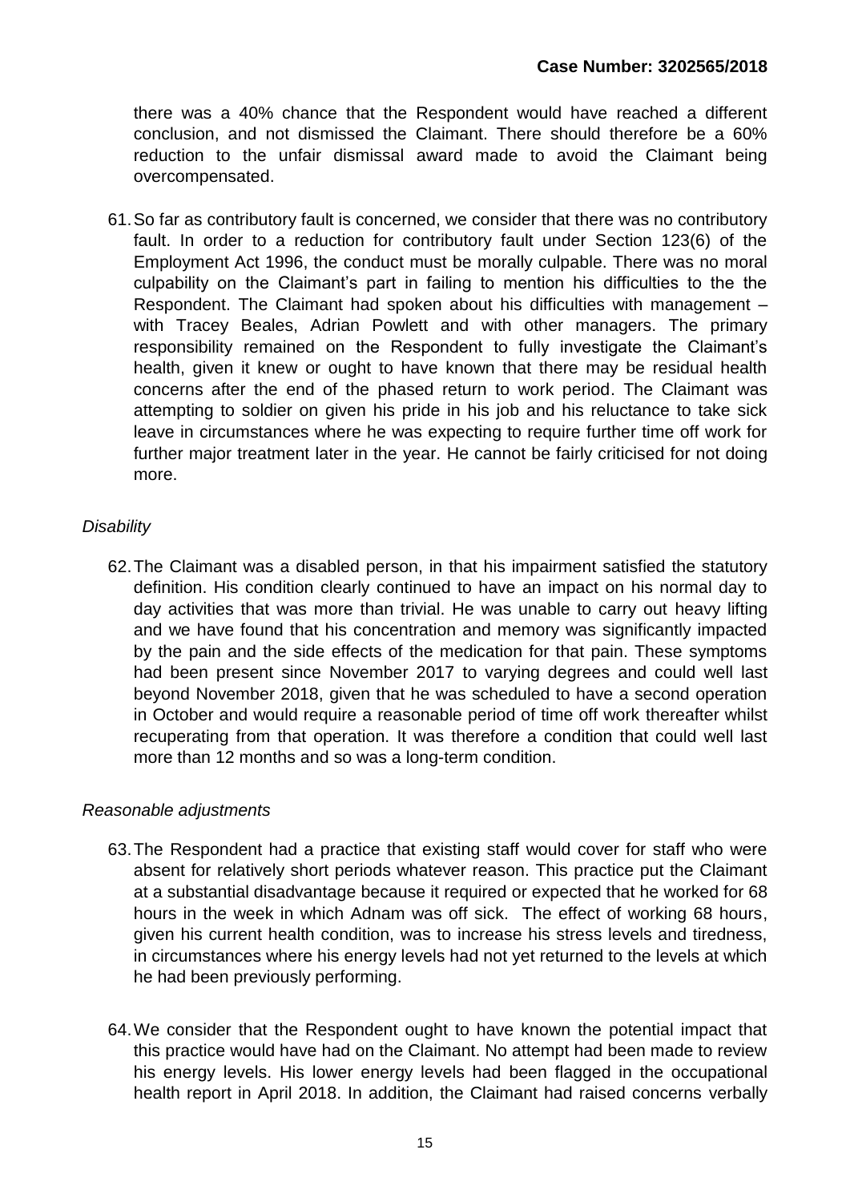there was a 40% chance that the Respondent would have reached a different conclusion, and not dismissed the Claimant. There should therefore be a 60% reduction to the unfair dismissal award made to avoid the Claimant being overcompensated.

61. So far as contributory fault is concerned, we consider that there was no contributory fault. In order to a reduction for contributory fault under Section 123(6) of the Employment Act 1996, the conduct must be morally culpable. There was no moral culpability on the Claimant's part in failing to mention his difficulties to the the Respondent. The Claimant had spoken about his difficulties with management – with Tracey Beales, Adrian Powlett and with other managers. The primary responsibility remained on the Respondent to fully investigate the Claimant's health, given it knew or ought to have known that there may be residual health concerns after the end of the phased return to work period. The Claimant was attempting to soldier on given his pride in his job and his reluctance to take sick leave in circumstances where he was expecting to require further time off work for further major treatment later in the year. He cannot be fairly criticised for not doing more.

*Disability*

62. The Claimant was a disabled person, in that his impairment satisfied the statutory definition. His condition clearly continued to have an impact on his normal day to day activities that was more than trivial. He was unable to carry out heavy lifting and we have found that his concentration and memory was significantly impacted by the pain and the side effects of the medication for that pain. These symptoms had been present since November 2017 to varying degrees and could well last beyond November 2018, given that he was scheduled to have a second operation in October and would require a reasonable period of time off work thereafter whilst recuperating from that operation. It was therefore a condition that could well last more than 12 months and so was a long-term condition.

*Reasonable adjustments*

63. The Respondent had a practice that existing staff would cover for staff who were absent for relatively short periods whatever reason. This practice put the Claimant at a substantial disadvantage because it required or expected that he worked for 68 hours in the week in which Adnam was off sick. The effect of working 68 hours, given his current health condition, was to increase his stress levels and tiredness, in circumstances where his energy levels had not yet returned to the levels at which he had been previously performing.

64. We consider that the Respondent ought to have known the potential impact that this practice would have had on the Claimant. No attempt had been made to review his energy levels. His lower energy levels had been flagged in the occupational health report in April 2018. In addition, the Claimant had raised concerns verbally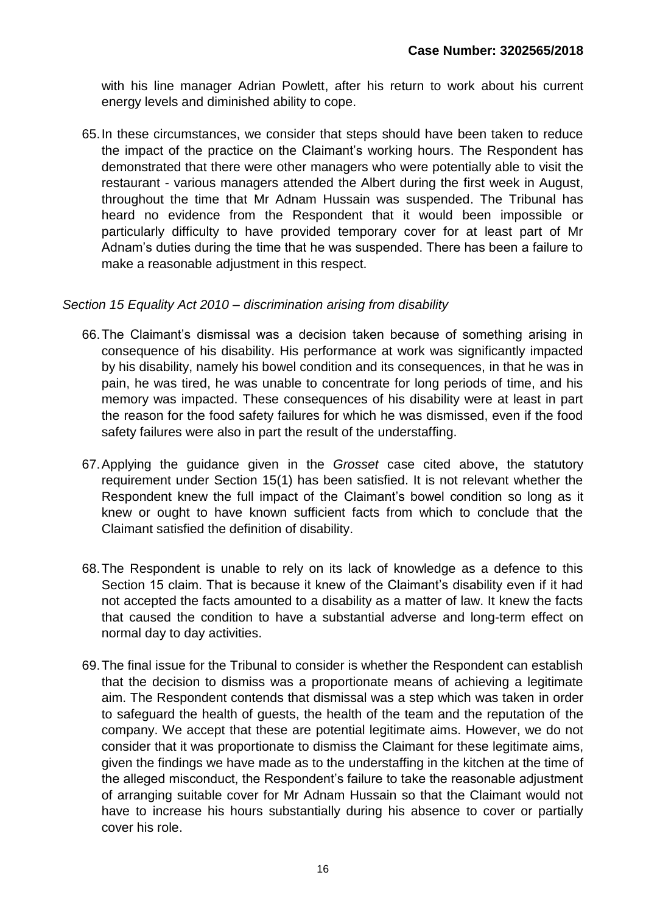with his line manager Adrian Powlett, after his return to work about his current energy levels and diminished ability to cope.

65. In these circumstances, we consider that steps should have been taken to reduce the impact of the practice on the Claimant's working hours. The Respondent has demonstrated that there were other managers who were potentially able to visit the restaurant - various managers attended the Albert during the first week in August, throughout the time that Mr Adnam Hussain was suspended. The Tribunal has heard no evidence from the Respondent that it would been impossible or particularly difficulty to have provided temporary cover for at least part of Mr Adnam's duties during the time that he was suspended. There has been a failure to make a reasonable adjustment in this respect.

*Section 15 Equality Act 2010 – discrimination arising from disability*

66. The Claimant's dismissal was a decision taken because of something arising in consequence of his disability. His performance at work was significantly impacted by his disability, namely his bowel condition and its consequences, in that he was in pain, he was tired, he was unable to concentrate for long periods of time, and his memory was impacted. These consequences of his disability were at least in part the reason for the food safety failures for which he was dismissed, even if the food safety failures were also in part the result of the understaffing.

67. Applying the guidance given in the *Grosset* case cited above, the statutory requirement under Section 15(1) has been satisfied. It is not relevant whether the Respondent knew the full impact of the Claimant's bowel condition so long as it knew or ought to have known sufficient facts from which to conclude that the Claimant satisfied the definition of disability.

68. The Respondent is unable to rely on its lack of knowledge as a defence to this Section 15 claim. That is because it knew of the Claimant's disability even if it had not accepted the facts amounted to a disability as a matter of law. It knew the facts that caused the condition to have a substantial adverse and long-term effect on normal day to day activities.

69. The final issue for the Tribunal to consider is whether the Respondent can establish that the decision to dismiss was a proportionate means of achieving a legitimate aim. The Respondent contends that dismissal was a step which was taken in order to safeguard the health of guests, the health of the team and the reputation of the company. We accept that these are potential legitimate aims. However, we do not consider that it was proportionate to dismiss the Claimant for these legitimate aims, given the findings we have made as to the understaffing in the kitchen at the time of the alleged misconduct, the Respondent's failure to take the reasonable adjustment of arranging suitable cover for Mr Adnam Hussain so that the Claimant would not have to increase his hours substantially during his absence to cover or partially cover his role.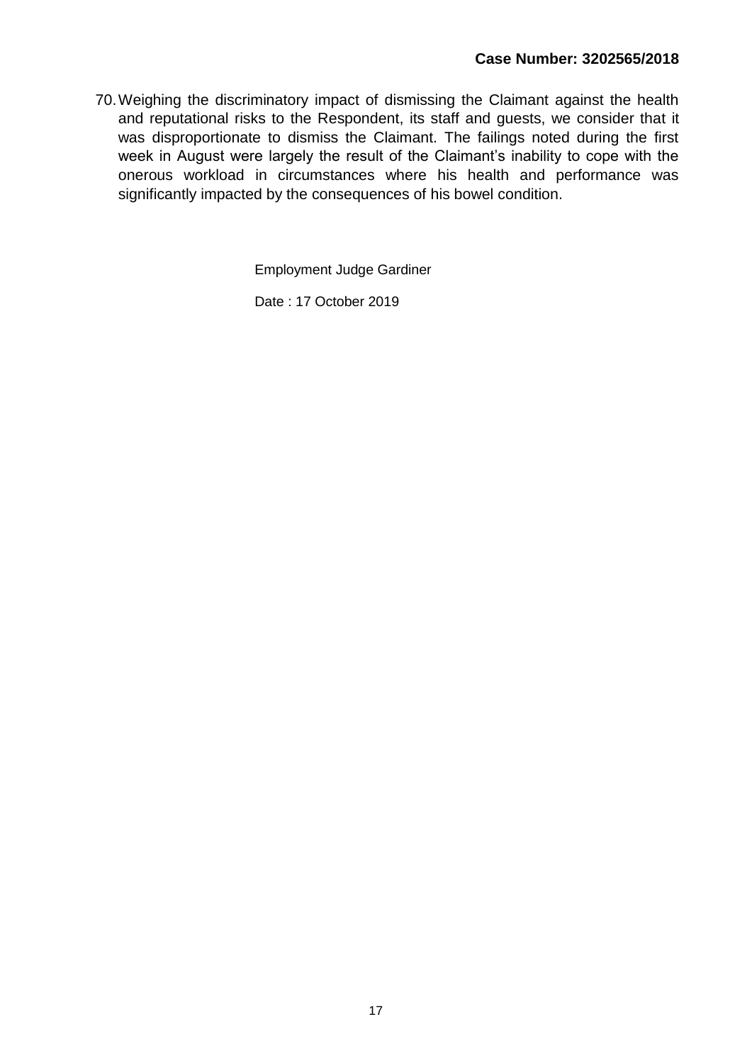70. Weighing the discriminatory impact of dismissing the Claimant against the health and reputational risks to the Respondent, its staff and guests, we consider that it was disproportionate to dismiss the Claimant. The failings noted during the first week in August were largely the result of the Claimant's inability to cope with the onerous workload in circumstances where his health and performance was significantly impacted by the consequences of his bowel condition.

Employment Judge Gardiner

Date : 17 October 2019